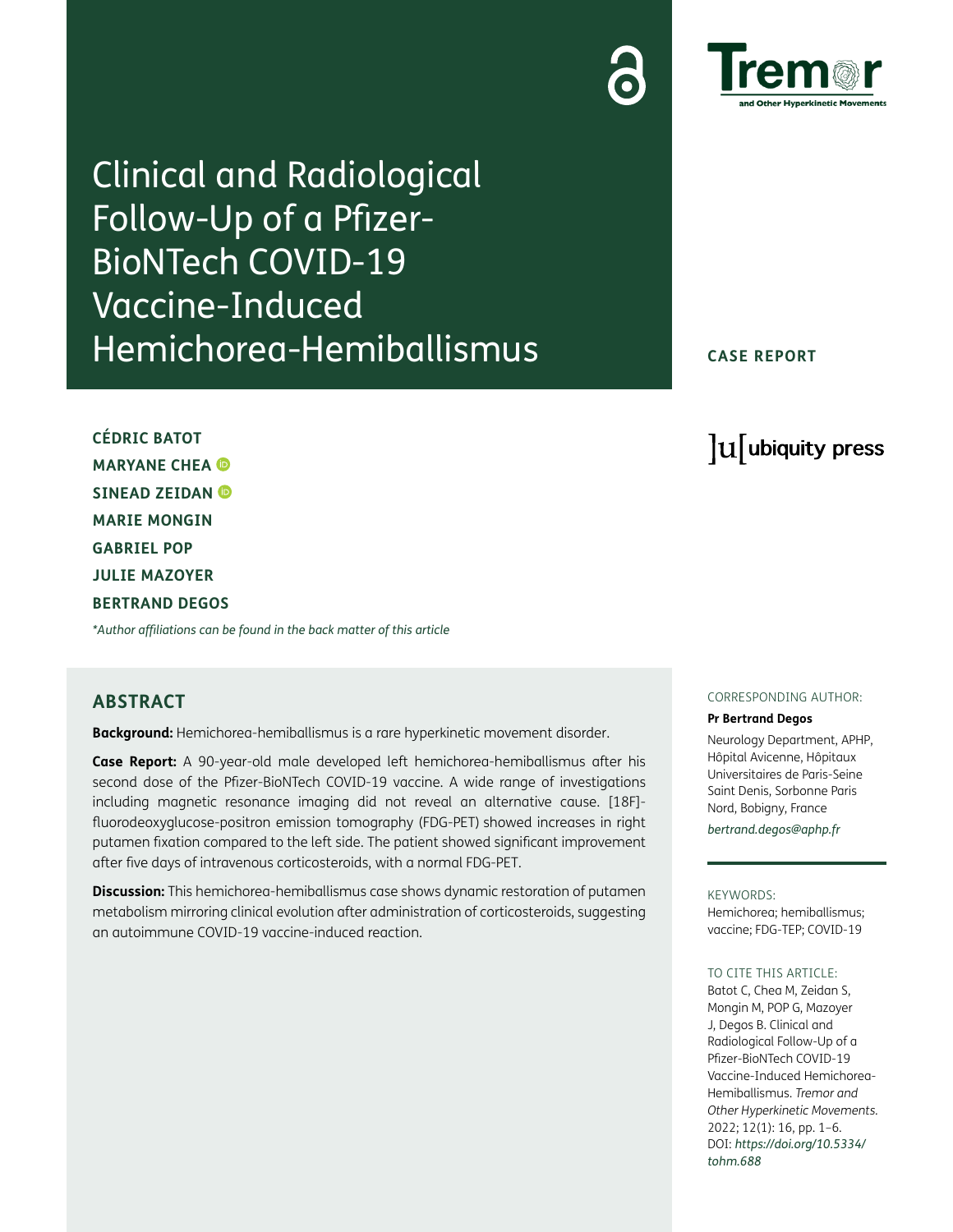# Clinical and Radiological Follow-Up of a Pfizer-BioNTech COVID-19 Vaccine-Induced Hemichorea-Hemiballismus

**CASE REPORT**

**CÉDRIC BATOT**
**MARYANE CHEA**
**SINEAD ZEIDAN**
**MARIE MONGIN**
**GABRIEL POP**
**JULIE MAZOYER**
**BERTRAND DEGOS**

*\*Author affiliations can be found in the back matter of this article*

## ABSTRACT

**Background:** Hemichorea-hemiballismus is a rare hyperkinetic movement disorder.

**Case Report:** A 90-year-old male developed left hemichorea-hemiballismus after his second dose of the Pfizer-BioNTech COVID-19 vaccine. A wide range of investigations including magnetic resonance imaging did not reveal an alternative cause. [18F]-fluorodeoxyglucose-positron emission tomography (FDG-PET) showed increases in right putamen fixation compared to the left side. The patient showed significant improvement after five days of intravenous corticosteroids, with a normal FDG-PET.

**Discussion:** This hemichorea-hemiballismus case shows dynamic restoration of putamen metabolism mirroring clinical evolution after administration of corticosteroids, suggesting an autoimmune COVID-19 vaccine-induced reaction.

CORRESPONDING AUTHOR:

**Pr Bertrand Degos**

Neurology Department, APHP, Hôpital Avicenne, Hôpitaux Universitaires de Paris-Seine Saint Denis, Sorbonne Paris Nord, Bobigny, France

*bertrand.degos@aphp.fr*

KEYWORDS:

Hemichorea; hemiballismus; vaccine; FDG-TEP; COVID-19

TO CITE THIS ARTICLE:

Batot C, Chea M, Zeidan S, Mongin M, POP G, Mazoyer J, Degos B. Clinical and Radiological Follow-Up of a Pfizer-BioNTech COVID-19 Vaccine-Induced Hemichorea-Hemiballismus. *Tremor and Other Hyperkinetic Movements.* 2022; 12(1): 16, pp. 1–6. DOI: *https://doi.org/10.5334/tohm.688*